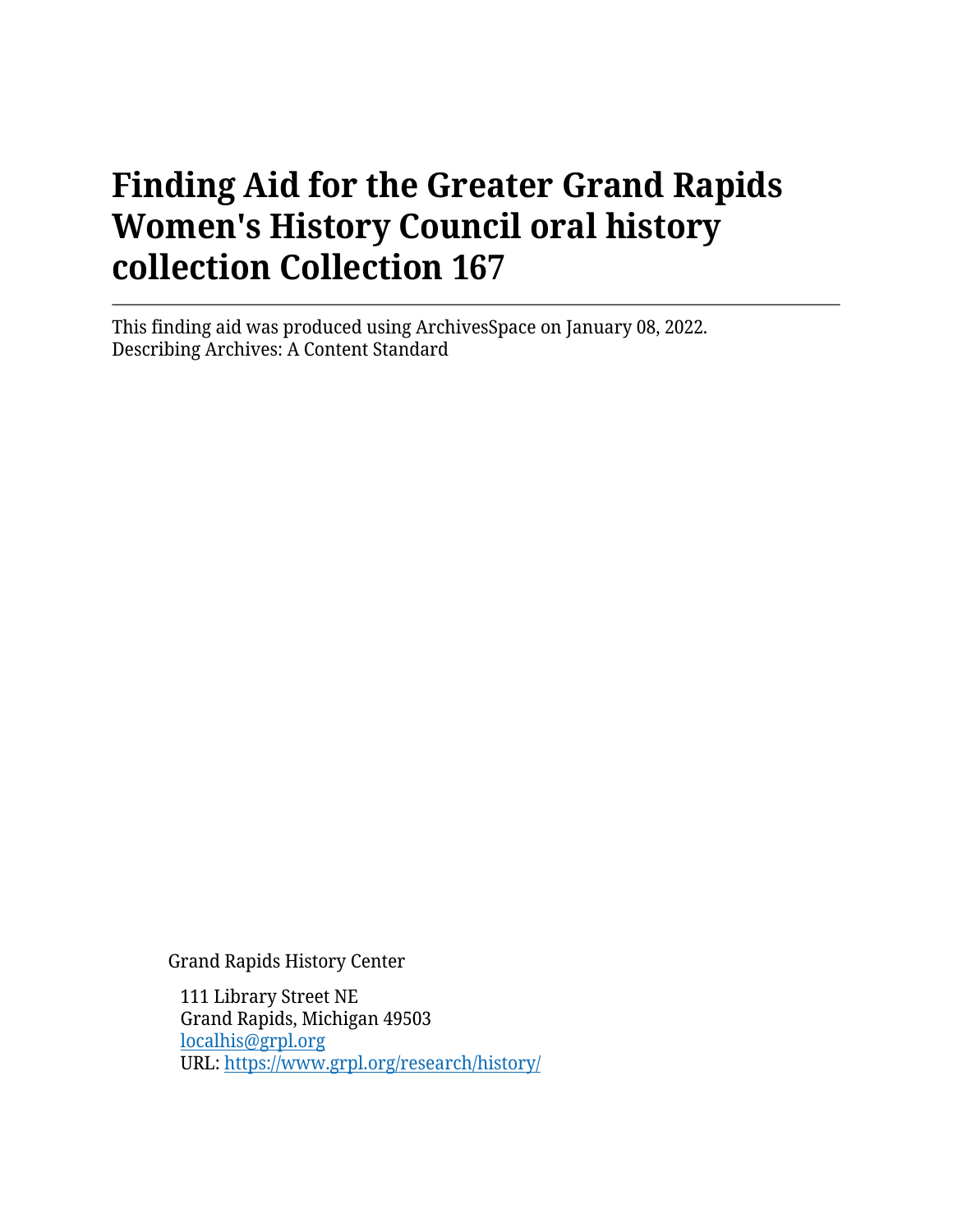# Finding Aid for the Greater Grand Rapids Women's History Council oral history collection Collection 167

---

This finding aid was produced using ArchivesSpace on January 08, 2022.
Describing Archives: A Content Standard

Grand Rapids History Center

111 Library Street NE
Grand Rapids, Michigan 49503
localhis@grpl.org
URL: https://www.grpl.org/research/history/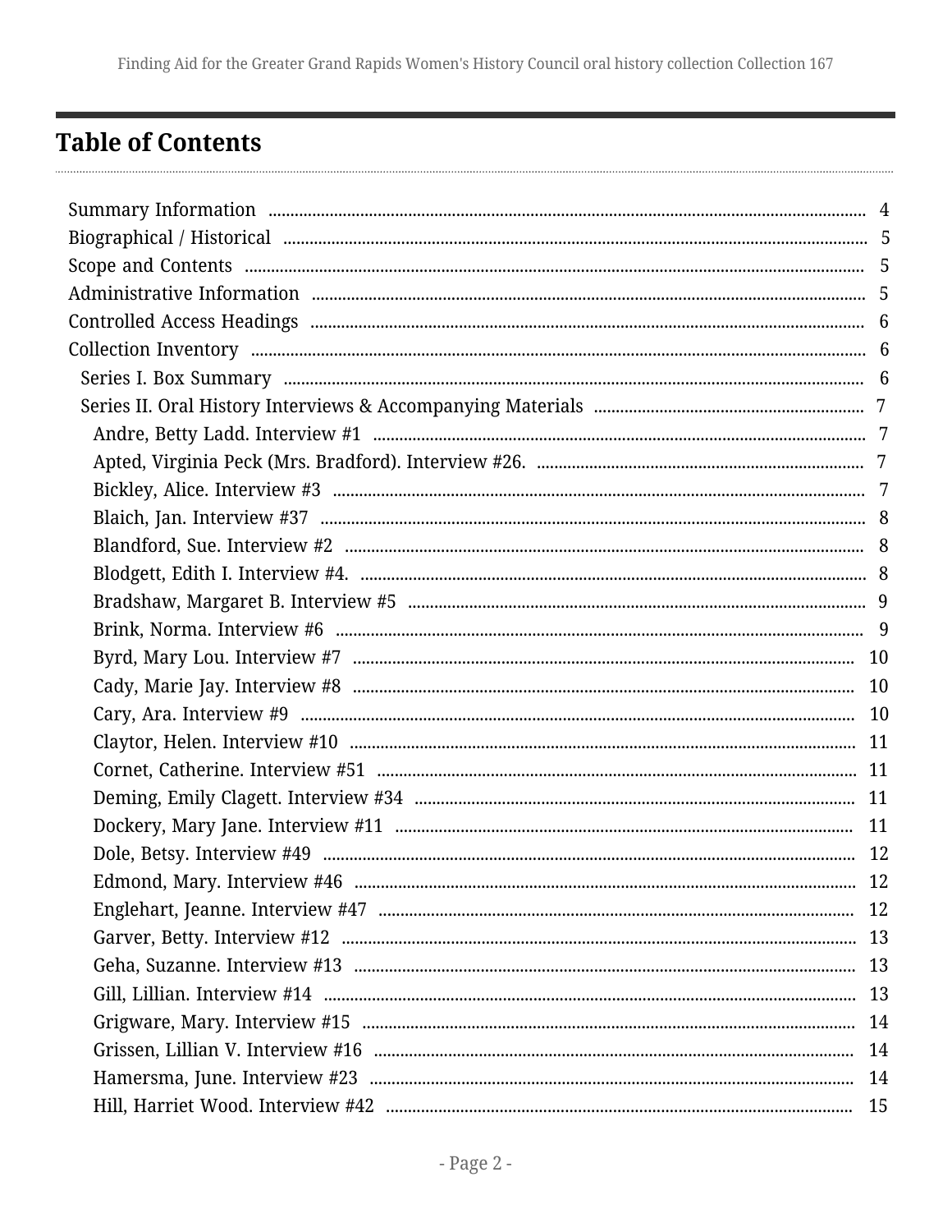# Table of Contents

- Summary Information ... 4
- Biographical / Historical ... 5
- Scope and Contents ... 5
- Administrative Information ... 5
- Controlled Access Headings ... 6
- Collection Inventory ... 6
  - Series I. Box Summary ... 6
  - Series II. Oral History Interviews & Accompanying Materials ... 7
    - Andre, Betty Ladd. Interview #1 ... 7
    - Apted, Virginia Peck (Mrs. Bradford). Interview #26. ... 7
    - Bickley, Alice. Interview #3 ... 7
    - Blaich, Jan. Interview #37 ... 8
    - Blandford, Sue. Interview #2 ... 8
    - Blodgett, Edith I. Interview #4. ... 8
    - Bradshaw, Margaret B. Interview #5 ... 9
    - Brink, Norma. Interview #6 ... 9
    - Byrd, Mary Lou. Interview #7 ... 10
    - Cady, Marie Jay. Interview #8 ... 10
    - Cary, Ara. Interview #9 ... 10
    - Claytor, Helen. Interview #10 ... 11
    - Cornet, Catherine. Interview #51 ... 11
    - Deming, Emily Clagett. Interview #34 ... 11
    - Dockery, Mary Jane. Interview #11 ... 11
    - Dole, Betsy. Interview #49 ... 12
    - Edmond, Mary. Interview #46 ... 12
    - Englehart, Jeanne. Interview #47 ... 12
    - Garver, Betty. Interview #12 ... 13
    - Geha, Suzanne. Interview #13 ... 13
    - Gill, Lillian. Interview #14 ... 13
    - Grigware, Mary. Interview #15 ... 14
    - Grissen, Lillian V. Interview #16 ... 14
    - Hamersma, June. Interview #23 ... 14
    - Hill, Harriet Wood. Interview #42 ... 15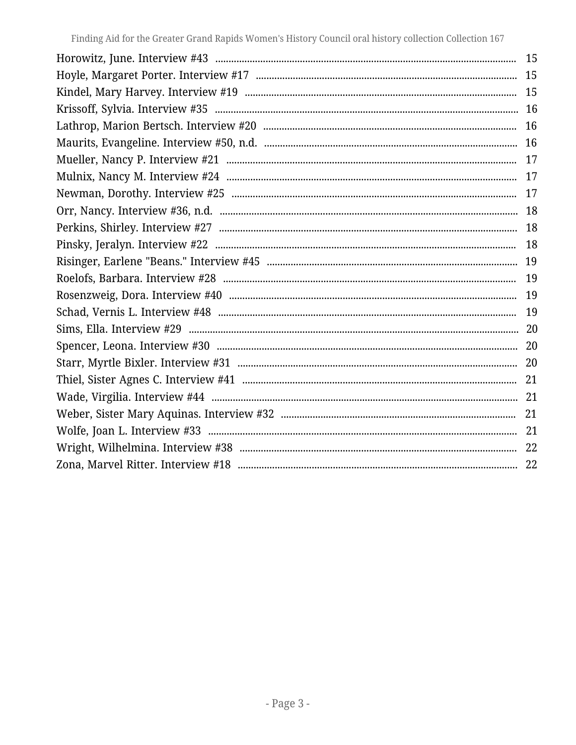Horowitz, June. Interview #43 .................................................................................................... 15
Hoyle, Margaret Porter. Interview #17 ........................................................................................ 15
Kindel, Mary Harvey. Interview #19 ............................................................................................ 15
Krissoff, Sylvia. Interview #35 ..................................................................................................... 16
Lathrop, Marion Bertsch. Interview #20 ...................................................................................... 16
Maurits, Evangeline. Interview #50, n.d. ..................................................................................... 16
Mueller, Nancy P. Interview #21 .................................................................................................. 17
Mulnix, Nancy M. Interview #24 .................................................................................................. 17
Newman, Dorothy. Interview #25 ................................................................................................ 17
Orr, Nancy. Interview #36, n.d. .................................................................................................... 18
Perkins, Shirley. Interview #27 .................................................................................................... 18
Pinsky, Jeralyn. Interview #22 ..................................................................................................... 18
Risinger, Earlene "Beans." Interview #45 .................................................................................... 19
Roelofs, Barbara. Interview #28 ................................................................................................... 19
Rosenzweig, Dora. Interview #40 ................................................................................................. 19
Schad, Vernis L. Interview #48 ..................................................................................................... 19
Sims, Ella. Interview #29 .............................................................................................................. 20
Spencer, Leona. Interview #30 ..................................................................................................... 20
Starr, Myrtle Bixler. Interview #31 ............................................................................................... 20
Thiel, Sister Agnes C. Interview #41 ............................................................................................. 21
Wade, Virgilia. Interview #44 ....................................................................................................... 21
Weber, Sister Mary Aquinas. Interview #32 ................................................................................. 21
Wolfe, Joan L. Interview #33 ........................................................................................................ 21
Wright, Wilhelmina. Interview #38 ............................................................................................... 22
Zona, Marvel Ritter. Interview #18 ............................................................................................... 22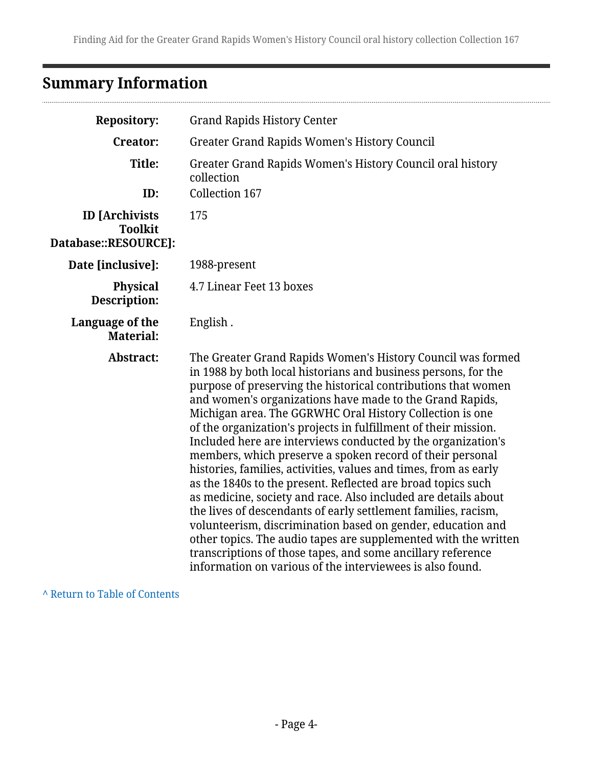## Summary Information

| | |
|---|---|
| **Repository:** | Grand Rapids History Center |
| **Creator:** | Greater Grand Rapids Women's History Council |
| **Title:** | Greater Grand Rapids Women's History Council oral history collection |
| **ID:** | Collection 167 |
| **ID [Archivists Toolkit Database::RESOURCE]:** | 175 |
| **Date [inclusive]:** | 1988-present |
| **Physical Description:** | 4.7 Linear Feet 13 boxes |
| **Language of the Material:** | English . |
| **Abstract:** | The Greater Grand Rapids Women's History Council was formed in 1988 by both local historians and business persons, for the purpose of preserving the historical contributions that women and women's organizations have made to the Grand Rapids, Michigan area. The GGRWHC Oral History Collection is one of the organization's projects in fulfillment of their mission. Included here are interviews conducted by the organization's members, which preserve a spoken record of their personal histories, families, activities, values and times, from as early as the 1840s to the present. Reflected are broad topics such as medicine, society and race. Also included are details about the lives of descendants of early settlement families, racism, volunteerism, discrimination based on gender, education and other topics. The audio tapes are supplemented with the written transcriptions of those tapes, and some ancillary reference information on various of the interviewees is also found. |

^ Return to Table of Contents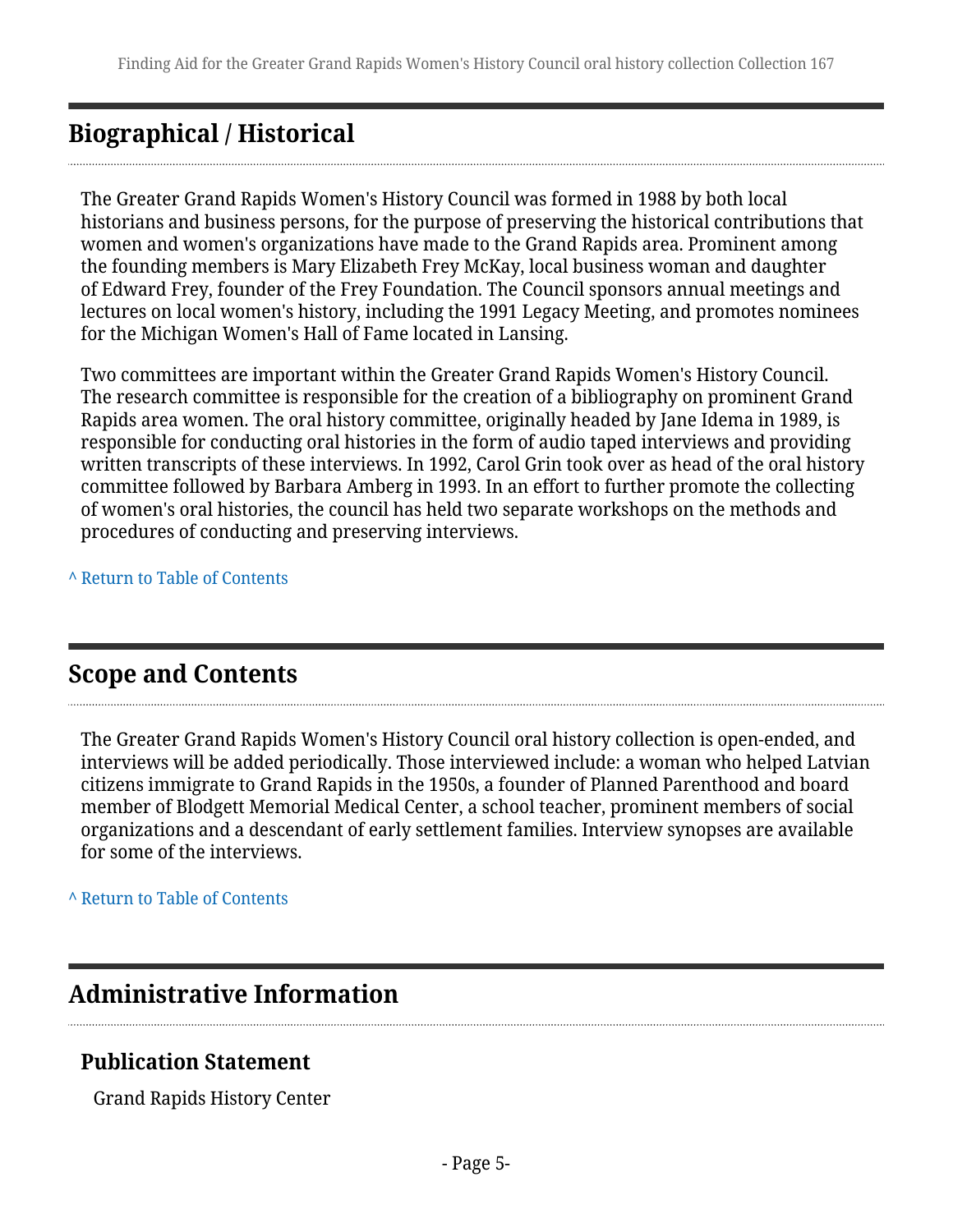## Biographical / Historical

The Greater Grand Rapids Women's History Council was formed in 1988 by both local historians and business persons, for the purpose of preserving the historical contributions that women and women's organizations have made to the Grand Rapids area. Prominent among the founding members is Mary Elizabeth Frey McKay, local business woman and daughter of Edward Frey, founder of the Frey Foundation. The Council sponsors annual meetings and lectures on local women's history, including the 1991 Legacy Meeting, and promotes nominees for the Michigan Women's Hall of Fame located in Lansing.

Two committees are important within the Greater Grand Rapids Women's History Council. The research committee is responsible for the creation of a bibliography on prominent Grand Rapids area women. The oral history committee, originally headed by Jane Idema in 1989, is responsible for conducting oral histories in the form of audio taped interviews and providing written transcripts of these interviews. In 1992, Carol Grin took over as head of the oral history committee followed by Barbara Amberg in 1993. In an effort to further promote the collecting of women's oral histories, the council has held two separate workshops on the methods and procedures of conducting and preserving interviews.

^ Return to Table of Contents

## Scope and Contents

The Greater Grand Rapids Women's History Council oral history collection is open-ended, and interviews will be added periodically. Those interviewed include: a woman who helped Latvian citizens immigrate to Grand Rapids in the 1950s, a founder of Planned Parenthood and board member of Blodgett Memorial Medical Center, a school teacher, prominent members of social organizations and a descendant of early settlement families. Interview synopses are available for some of the interviews.

^ Return to Table of Contents

## Administrative Information

### Publication Statement

Grand Rapids History Center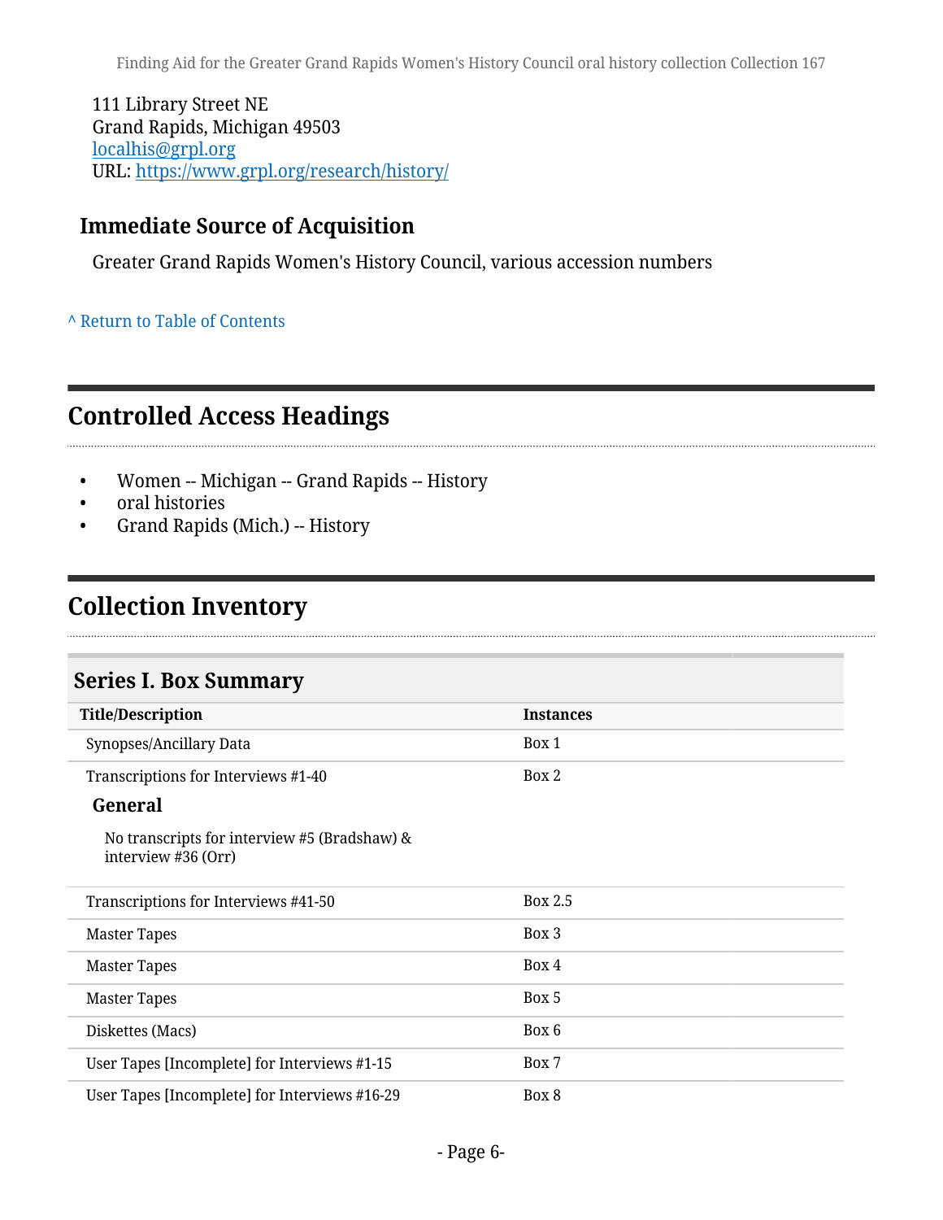111 Library Street NE
Grand Rapids, Michigan 49503
localhis@grpl.org
URL: https://www.grpl.org/research/history/

### Immediate Source of Acquisition

Greater Grand Rapids Women's History Council, various accession numbers

^ Return to Table of Contents

## Controlled Access Headings

- Women -- Michigan -- Grand Rapids -- History
- oral histories
- Grand Rapids (Mich.) -- History

## Collection Inventory

### Series I. Box Summary

| Title/Description | Instances |
|---|---|
| Synopses/Ancillary Data | Box 1 |
| Transcriptions for Interviews #1-40<br>**General**<br>No transcripts for interview #5 (Bradshaw) & interview #36 (Orr) | Box 2 |
| Transcriptions for Interviews #41-50 | Box 2.5 |
| Master Tapes | Box 3 |
| Master Tapes | Box 4 |
| Master Tapes | Box 5 |
| Diskettes (Macs) | Box 6 |
| User Tapes [Incomplete] for Interviews #1-15 | Box 7 |
| User Tapes [Incomplete] for Interviews #16-29 | Box 8 |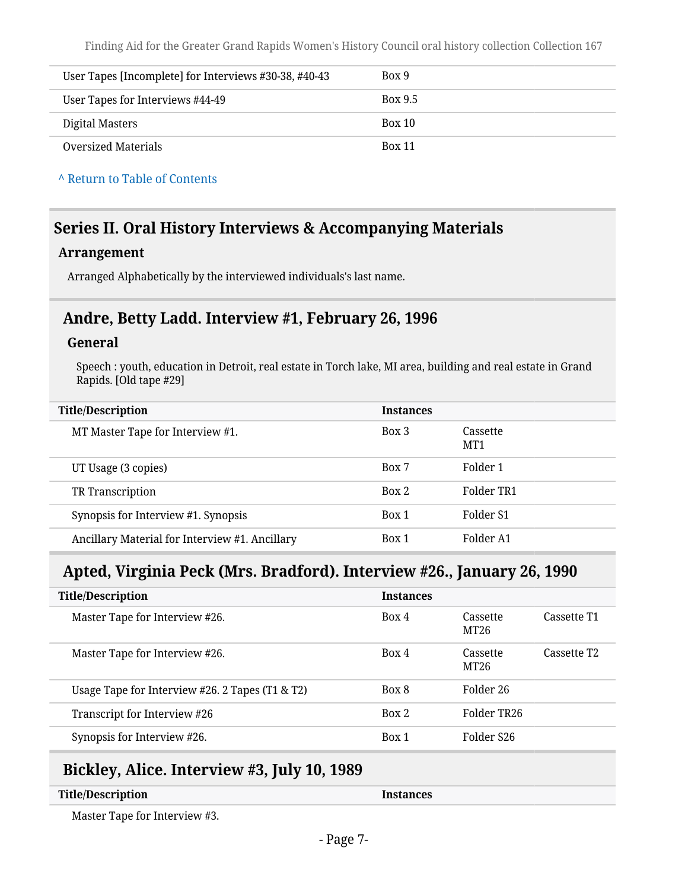| User Tapes [Incomplete] for Interviews #30-38, #40-43 | Box 9 |
|---|---|
| User Tapes for Interviews #44-49 | Box 9.5 |
| Digital Masters | Box 10 |
| Oversized Materials | Box 11 |

^ Return to Table of Contents

## Series II. Oral History Interviews & Accompanying Materials

### Arrangement

Arranged Alphabetically by the interviewed individuals's last name.

### Andre, Betty Ladd. Interview #1, February 26, 1996

#### General

Speech : youth, education in Detroit, real estate in Torch lake, MI area, building and real estate in Grand Rapids. [Old tape #29]

| Title/Description | Instances | | |
|---|---|---|---|
| MT Master Tape for Interview #1. | Box 3 | Cassette MT1 | |
| UT Usage (3 copies) | Box 7 | Folder 1 | |
| TR Transcription | Box 2 | Folder TR1 | |
| Synopsis for Interview #1. Synopsis | Box 1 | Folder S1 | |
| Ancillary Material for Interview #1. Ancillary | Box 1 | Folder A1 | |

### Apted, Virginia Peck (Mrs. Bradford). Interview #26., January 26, 1990

| Title/Description | Instances | | |
|---|---|---|---|
| Master Tape for Interview #26. | Box 4 | Cassette MT26 | Cassette T1 |
| Master Tape for Interview #26. | Box 4 | Cassette MT26 | Cassette T2 |
| Usage Tape for Interview #26. 2 Tapes (T1 & T2) | Box 8 | Folder 26 | |
| Transcript for Interview #26 | Box 2 | Folder TR26 | |
| Synopsis for Interview #26. | Box 1 | Folder S26 | |

### Bickley, Alice. Interview #3, July 10, 1989

| Title/Description | Instances |
|---|---|
| Master Tape for Interview #3. | |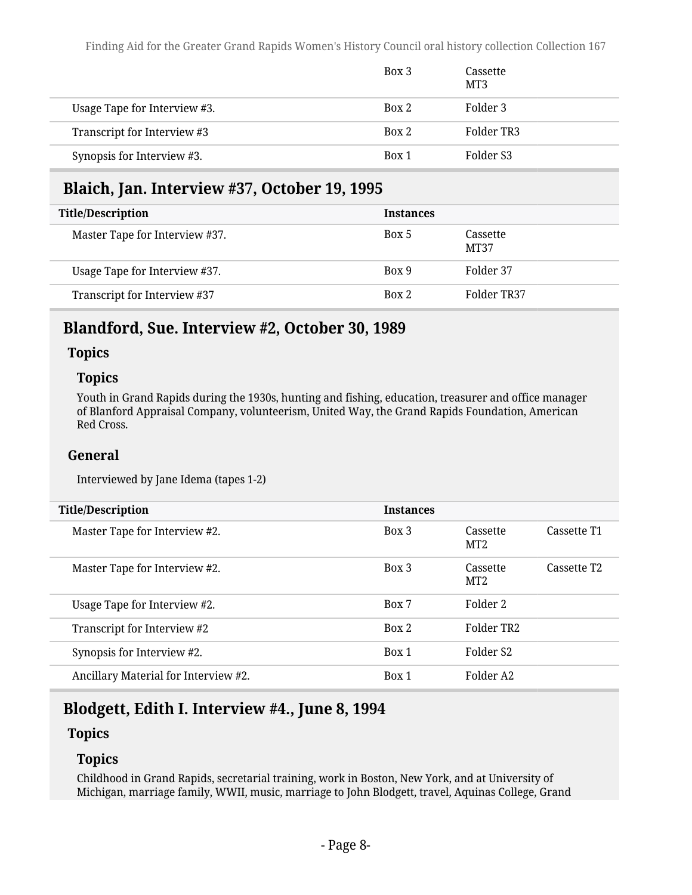| | | | |
|---|---|---|---|
| | Box 3 | Cassette MT3 | |
| Usage Tape for Interview #3. | Box 2 | Folder 3 | |
| Transcript for Interview #3 | Box 2 | Folder TR3 | |
| Synopsis for Interview #3. | Box 1 | Folder S3 | |

## Blaich, Jan. Interview #37, October 19, 1995

| Title/Description | Instances | | |
|---|---|---|---|
| Master Tape for Interview #37. | Box 5 | Cassette MT37 | |
| Usage Tape for Interview #37. | Box 9 | Folder 37 | |
| Transcript for Interview #37 | Box 2 | Folder TR37 | |

## Blandford, Sue. Interview #2, October 30, 1989

### Topics

#### Topics

Youth in Grand Rapids during the 1930s, hunting and fishing, education, treasurer and office manager of Blanford Appraisal Company, volunteerism, United Way, the Grand Rapids Foundation, American Red Cross.

### General

Interviewed by Jane Idema (tapes 1-2)

| Title/Description | Instances | | |
|---|---|---|---|
| Master Tape for Interview #2. | Box 3 | Cassette MT2 | Cassette T1 |
| Master Tape for Interview #2. | Box 3 | Cassette MT2 | Cassette T2 |
| Usage Tape for Interview #2. | Box 7 | Folder 2 | |
| Transcript for Interview #2 | Box 2 | Folder TR2 | |
| Synopsis for Interview #2. | Box 1 | Folder S2 | |
| Ancillary Material for Interview #2. | Box 1 | Folder A2 | |

## Blodgett, Edith I. Interview #4., June 8, 1994

### Topics

#### Topics

Childhood in Grand Rapids, secretarial training, work in Boston, New York, and at University of Michigan, marriage family, WWII, music, marriage to John Blodgett, travel, Aquinas College, Grand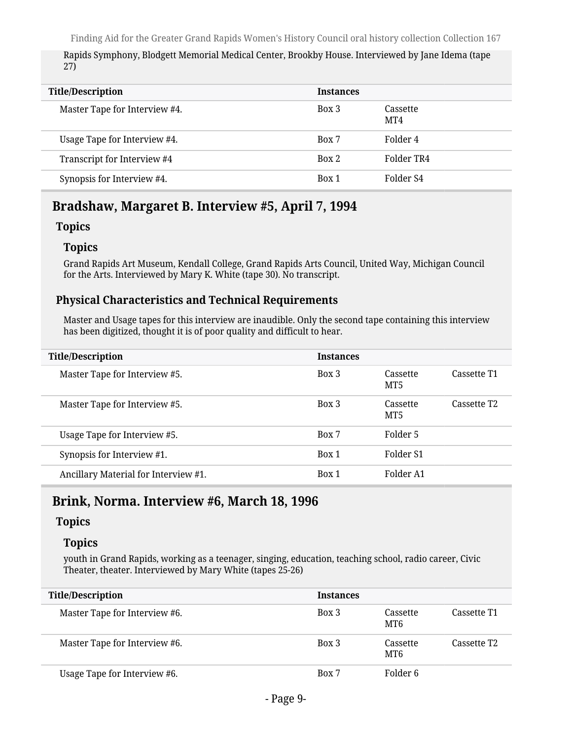Rapids Symphony, Blodgett Memorial Medical Center, Brookby House. Interviewed by Jane Idema (tape 27)

| Title/Description | Instances | |
|---|---|---|
| Master Tape for Interview #4. | Box 3 | Cassette MT4 |
| Usage Tape for Interview #4. | Box 7 | Folder 4 |
| Transcript for Interview #4 | Box 2 | Folder TR4 |
| Synopsis for Interview #4. | Box 1 | Folder S4 |

## Bradshaw, Margaret B. Interview #5, April 7, 1994

### Topics

#### Topics

Grand Rapids Art Museum, Kendall College, Grand Rapids Arts Council, United Way, Michigan Council for the Arts. Interviewed by Mary K. White (tape 30). No transcript.

### Physical Characteristics and Technical Requirements

Master and Usage tapes for this interview are inaudible. Only the second tape containing this interview has been digitized, thought it is of poor quality and difficult to hear.

| Title/Description | Instances | | |
|---|---|---|---|
| Master Tape for Interview #5. | Box 3 | Cassette MT5 | Cassette T1 |
| Master Tape for Interview #5. | Box 3 | Cassette MT5 | Cassette T2 |
| Usage Tape for Interview #5. | Box 7 | Folder 5 | |
| Synopsis for Interview #1. | Box 1 | Folder S1 | |
| Ancillary Material for Interview #1. | Box 1 | Folder A1 | |

## Brink, Norma. Interview #6, March 18, 1996

### Topics

#### Topics

youth in Grand Rapids, working as a teenager, singing, education, teaching school, radio career, Civic Theater, theater. Interviewed by Mary White (tapes 25-26)

| Title/Description | Instances | | |
|---|---|---|---|
| Master Tape for Interview #6. | Box 3 | Cassette MT6 | Cassette T1 |
| Master Tape for Interview #6. | Box 3 | Cassette MT6 | Cassette T2 |
| Usage Tape for Interview #6. | Box 7 | Folder 6 | |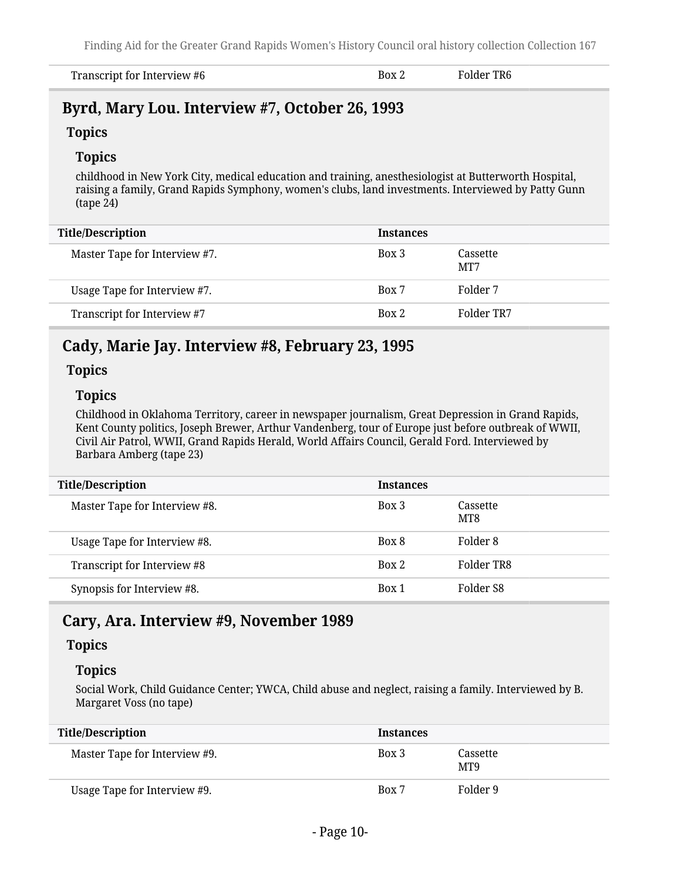| Title/Description | Instances | |
|---|---|---|
| Transcript for Interview #6 | Box 2 | Folder TR6 |

## Byrd, Mary Lou. Interview #7, October 26, 1993

### Topics

#### Topics

childhood in New York City, medical education and training, anesthesiologist at Butterworth Hospital, raising a family, Grand Rapids Symphony, women's clubs, land investments. Interviewed by Patty Gunn (tape 24)

| Title/Description | Instances | |
|---|---|---|
| Master Tape for Interview #7. | Box 3 | Cassette MT7 |
| Usage Tape for Interview #7. | Box 7 | Folder 7 |
| Transcript for Interview #7 | Box 2 | Folder TR7 |

## Cady, Marie Jay. Interview #8, February 23, 1995

### Topics

#### Topics

Childhood in Oklahoma Territory, career in newspaper journalism, Great Depression in Grand Rapids, Kent County politics, Joseph Brewer, Arthur Vandenberg, tour of Europe just before outbreak of WWII, Civil Air Patrol, WWII, Grand Rapids Herald, World Affairs Council, Gerald Ford. Interviewed by Barbara Amberg (tape 23)

| Title/Description | Instances | |
|---|---|---|
| Master Tape for Interview #8. | Box 3 | Cassette MT8 |
| Usage Tape for Interview #8. | Box 8 | Folder 8 |
| Transcript for Interview #8 | Box 2 | Folder TR8 |
| Synopsis for Interview #8. | Box 1 | Folder S8 |

## Cary, Ara. Interview #9, November 1989

### Topics

#### Topics

Social Work, Child Guidance Center; YWCA, Child abuse and neglect, raising a family. Interviewed by B. Margaret Voss (no tape)

| Title/Description | Instances | |
|---|---|---|
| Master Tape for Interview #9. | Box 3 | Cassette MT9 |
| Usage Tape for Interview #9. | Box 7 | Folder 9 |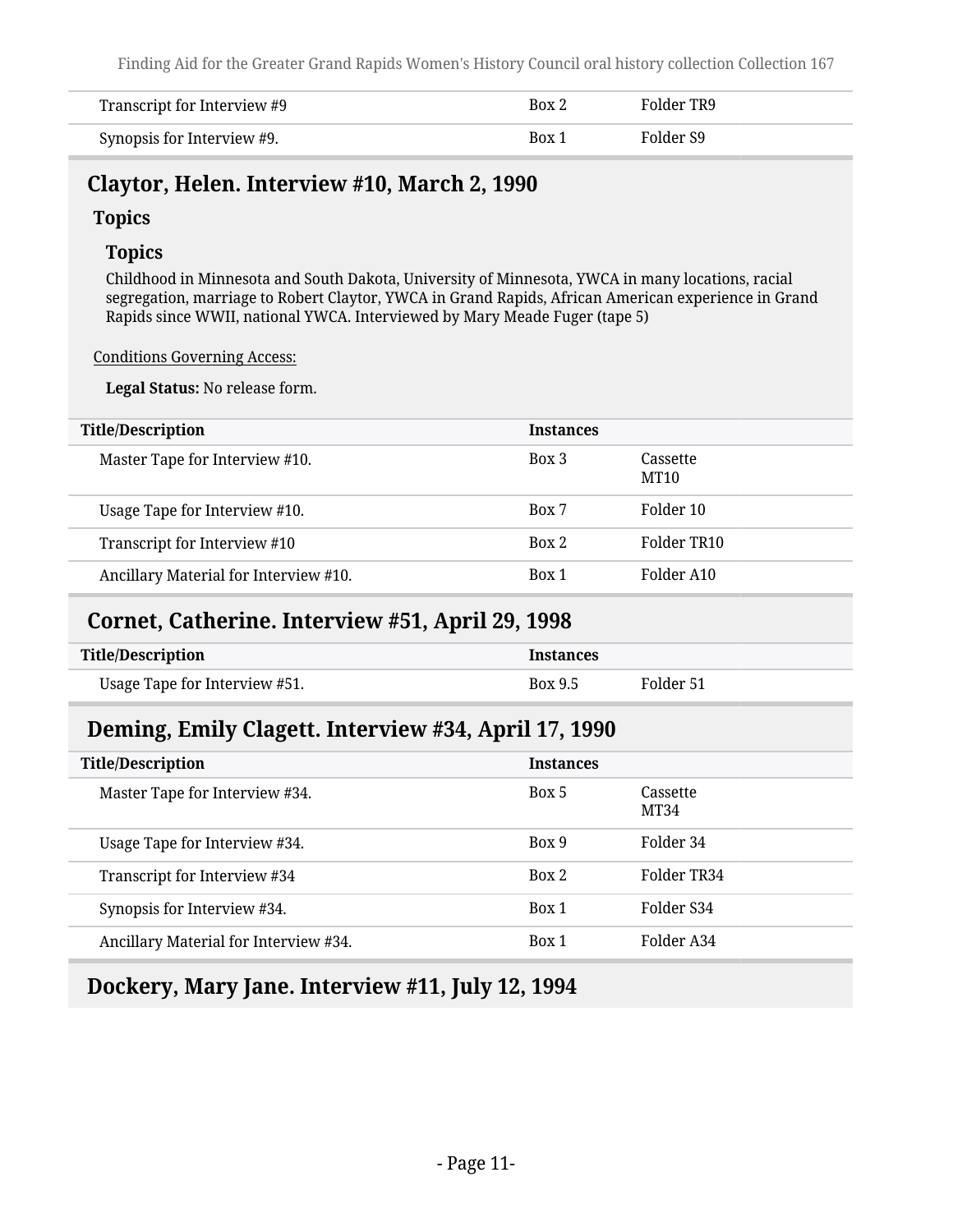| Title/Description | Instances | |
|---|---|---|
| Transcript for Interview #9 | Box 2 | Folder TR9 |
| Synopsis for Interview #9. | Box 1 | Folder S9 |

## Claytor, Helen. Interview #10, March 2, 1990

### Topics

#### Topics

Childhood in Minnesota and South Dakota, University of Minnesota, YWCA in many locations, racial segregation, marriage to Robert Claytor, YWCA in Grand Rapids, African American experience in Grand Rapids since WWII, national YWCA. Interviewed by Mary Meade Fuger (tape 5)

Conditions Governing Access:

**Legal Status:** No release form.

| Title/Description | Instances | |
|---|---|---|
| Master Tape for Interview #10. | Box 3 | Cassette MT10 |
| Usage Tape for Interview #10. | Box 7 | Folder 10 |
| Transcript for Interview #10 | Box 2 | Folder TR10 |
| Ancillary Material for Interview #10. | Box 1 | Folder A10 |

## Cornet, Catherine. Interview #51, April 29, 1998

| Title/Description | Instances | |
|---|---|---|
| Usage Tape for Interview #51. | Box 9.5 | Folder 51 |

## Deming, Emily Clagett. Interview #34, April 17, 1990

| Title/Description | Instances | |
|---|---|---|
| Master Tape for Interview #34. | Box 5 | Cassette MT34 |
| Usage Tape for Interview #34. | Box 9 | Folder 34 |
| Transcript for Interview #34 | Box 2 | Folder TR34 |
| Synopsis for Interview #34. | Box 1 | Folder S34 |
| Ancillary Material for Interview #34. | Box 1 | Folder A34 |

## Dockery, Mary Jane. Interview #11, July 12, 1994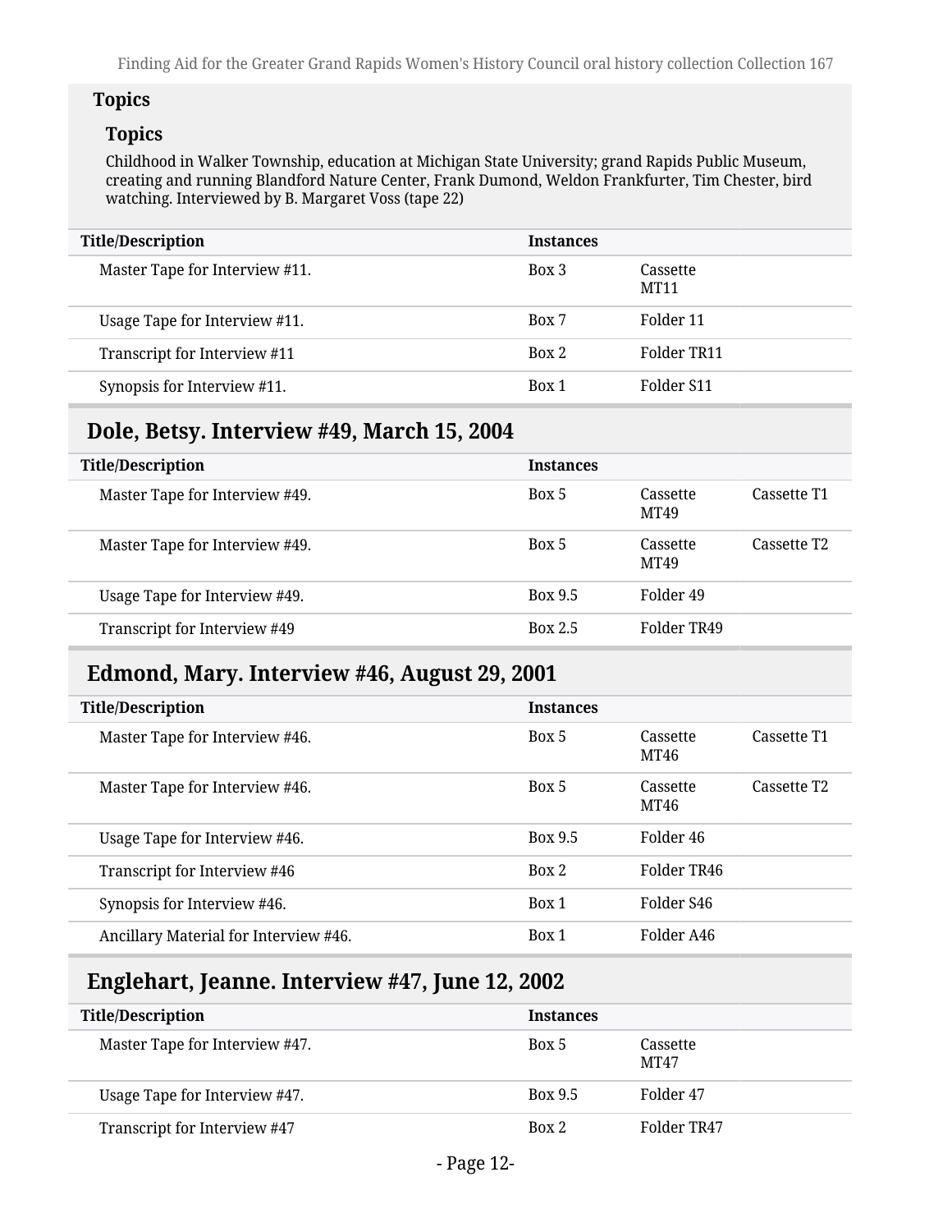### Topics

#### Topics

Childhood in Walker Township, education at Michigan State University; grand Rapids Public Museum, creating and running Blandford Nature Center, Frank Dumond, Weldon Frankfurter, Tim Chester, bird watching. Interviewed by B. Margaret Voss (tape 22)

| Title/Description | Instances | | |
|---|---|---|---|
| Master Tape for Interview #11. | Box 3 | Cassette MT11 | |
| Usage Tape for Interview #11. | Box 7 | Folder 11 | |
| Transcript for Interview #11 | Box 2 | Folder TR11 | |
| Synopsis for Interview #11. | Box 1 | Folder S11 | |

## Dole, Betsy. Interview #49, March 15, 2004

| Title/Description | Instances | | |
|---|---|---|---|
| Master Tape for Interview #49. | Box 5 | Cassette MT49 | Cassette T1 |
| Master Tape for Interview #49. | Box 5 | Cassette MT49 | Cassette T2 |
| Usage Tape for Interview #49. | Box 9.5 | Folder 49 | |
| Transcript for Interview #49 | Box 2.5 | Folder TR49 | |

## Edmond, Mary. Interview #46, August 29, 2001

| Title/Description | Instances | | |
|---|---|---|---|
| Master Tape for Interview #46. | Box 5 | Cassette MT46 | Cassette T1 |
| Master Tape for Interview #46. | Box 5 | Cassette MT46 | Cassette T2 |
| Usage Tape for Interview #46. | Box 9.5 | Folder 46 | |
| Transcript for Interview #46 | Box 2 | Folder TR46 | |
| Synopsis for Interview #46. | Box 1 | Folder S46 | |
| Ancillary Material for Interview #46. | Box 1 | Folder A46 | |

## Englehart, Jeanne. Interview #47, June 12, 2002

| Title/Description | Instances | |
|---|---|---|
| Master Tape for Interview #47. | Box 5 | Cassette MT47 |
| Usage Tape for Interview #47. | Box 9.5 | Folder 47 |
| Transcript for Interview #47 | Box 2 | Folder TR47 |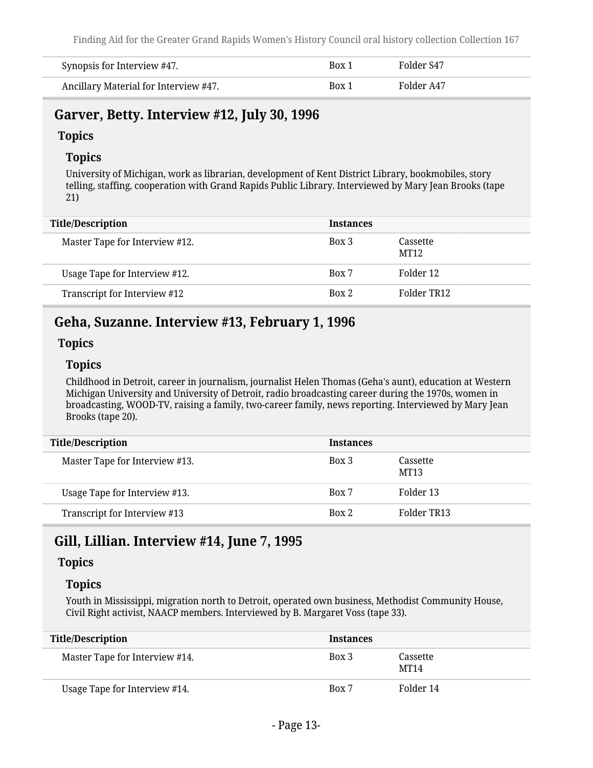| Title/Description | Instances | |
|---|---|---|
| Synopsis for Interview #47. | Box 1 | Folder S47 |
| Ancillary Material for Interview #47. | Box 1 | Folder A47 |

## Garver, Betty. Interview #12, July 30, 1996

### Topics

#### Topics

University of Michigan, work as librarian, development of Kent District Library, bookmobiles, story telling, staffing, cooperation with Grand Rapids Public Library. Interviewed by Mary Jean Brooks (tape 21)

| Title/Description | Instances | |
|---|---|---|
| Master Tape for Interview #12. | Box 3 | Cassette MT12 |
| Usage Tape for Interview #12. | Box 7 | Folder 12 |
| Transcript for Interview #12 | Box 2 | Folder TR12 |

## Geha, Suzanne. Interview #13, February 1, 1996

### Topics

#### Topics

Childhood in Detroit, career in journalism, journalist Helen Thomas (Geha's aunt), education at Western Michigan University and University of Detroit, radio broadcasting career during the 1970s, women in broadcasting, WOOD-TV, raising a family, two-career family, news reporting. Interviewed by Mary Jean Brooks (tape 20).

| Title/Description | Instances | |
|---|---|---|
| Master Tape for Interview #13. | Box 3 | Cassette MT13 |
| Usage Tape for Interview #13. | Box 7 | Folder 13 |
| Transcript for Interview #13 | Box 2 | Folder TR13 |

## Gill, Lillian. Interview #14, June 7, 1995

### Topics

#### Topics

Youth in Mississippi, migration north to Detroit, operated own business, Methodist Community House, Civil Right activist, NAACP members. Interviewed by B. Margaret Voss (tape 33).

| Title/Description | Instances | |
|---|---|---|
| Master Tape for Interview #14. | Box 3 | Cassette MT14 |
| Usage Tape for Interview #14. | Box 7 | Folder 14 |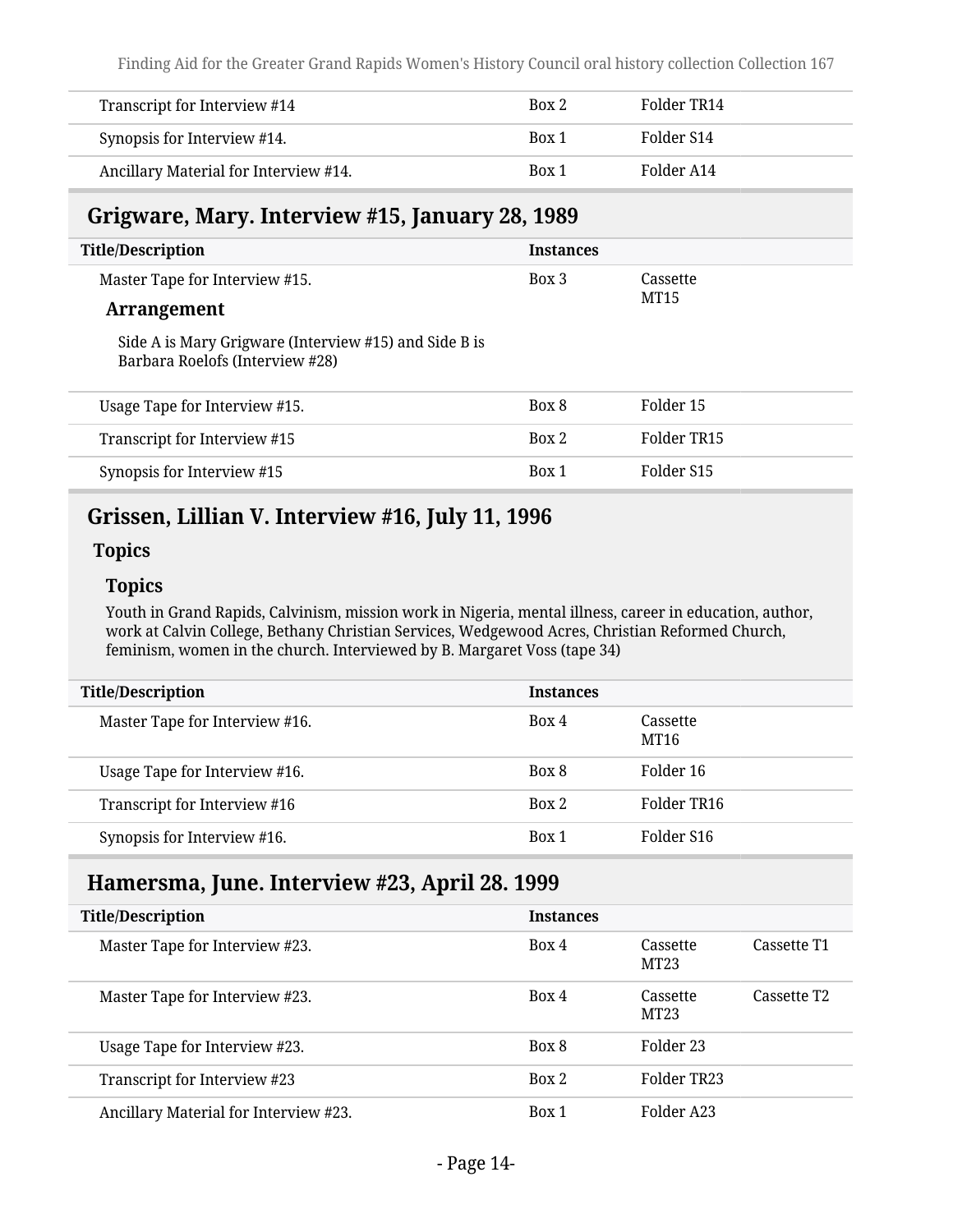| Title/Description | Instances | | |
|---|---|---|---|
| Transcript for Interview #14 | Box 2 | Folder TR14 | |
| Synopsis for Interview #14. | Box 1 | Folder S14 | |
| Ancillary Material for Interview #14. | Box 1 | Folder A14 | |

## Grigware, Mary. Interview #15, January 28, 1989

| Title/Description | Instances | | |
|---|---|---|---|
| Master Tape for Interview #15. **Arrangement** Side A is Mary Grigware (Interview #15) and Side B is Barbara Roelofs (Interview #28) | Box 3 | Cassette MT15 | |
| Usage Tape for Interview #15. | Box 8 | Folder 15 | |
| Transcript for Interview #15 | Box 2 | Folder TR15 | |
| Synopsis for Interview #15 | Box 1 | Folder S15 | |

## Grissen, Lillian V. Interview #16, July 11, 1996

### Topics

#### Topics

Youth in Grand Rapids, Calvinism, mission work in Nigeria, mental illness, career in education, author, work at Calvin College, Bethany Christian Services, Wedgewood Acres, Christian Reformed Church, feminism, women in the church. Interviewed by B. Margaret Voss (tape 34)

| Title/Description | Instances | | |
|---|---|---|---|
| Master Tape for Interview #16. | Box 4 | Cassette MT16 | |
| Usage Tape for Interview #16. | Box 8 | Folder 16 | |
| Transcript for Interview #16 | Box 2 | Folder TR16 | |
| Synopsis for Interview #16. | Box 1 | Folder S16 | |

## Hamersma, June. Interview #23, April 28. 1999

| Title/Description | Instances | | |
|---|---|---|---|
| Master Tape for Interview #23. | Box 4 | Cassette MT23 | Cassette T1 |
| Master Tape for Interview #23. | Box 4 | Cassette MT23 | Cassette T2 |
| Usage Tape for Interview #23. | Box 8 | Folder 23 | |
| Transcript for Interview #23 | Box 2 | Folder TR23 | |
| Ancillary Material for Interview #23. | Box 1 | Folder A23 | |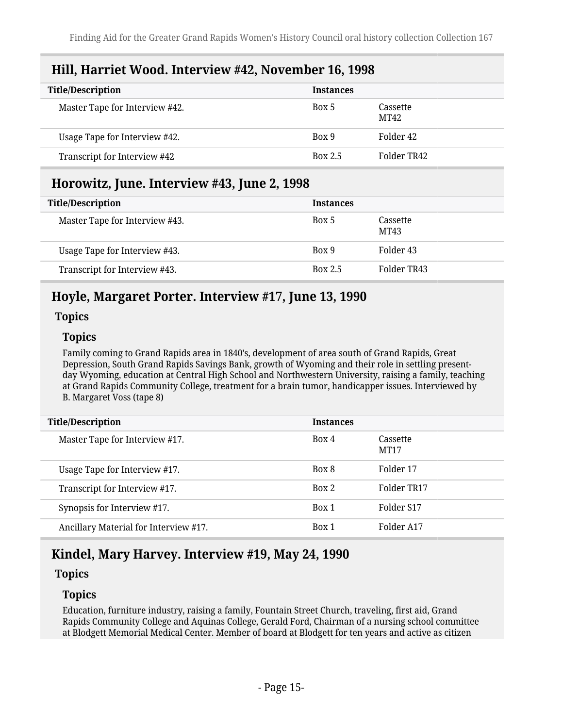## Hill, Harriet Wood. Interview #42, November 16, 1998

| Title/Description | Instances | |
|---|---|---|
| Master Tape for Interview #42. | Box 5 | Cassette MT42 |
| Usage Tape for Interview #42. | Box 9 | Folder 42 |
| Transcript for Interview #42 | Box 2.5 | Folder TR42 |

## Horowitz, June. Interview #43, June 2, 1998

| Title/Description | Instances | |
|---|---|---|
| Master Tape for Interview #43. | Box 5 | Cassette MT43 |
| Usage Tape for Interview #43. | Box 9 | Folder 43 |
| Transcript for Interview #43. | Box 2.5 | Folder TR43 |

## Hoyle, Margaret Porter. Interview #17, June 13, 1990

### Topics

#### Topics

Family coming to Grand Rapids area in 1840's, development of area south of Grand Rapids, Great Depression, South Grand Rapids Savings Bank, growth of Wyoming and their role in settling present-day Wyoming, education at Central High School and Northwestern University, raising a family, teaching at Grand Rapids Community College, treatment for a brain tumor, handicapper issues. Interviewed by B. Margaret Voss (tape 8)

| Title/Description | Instances | |
|---|---|---|
| Master Tape for Interview #17. | Box 4 | Cassette MT17 |
| Usage Tape for Interview #17. | Box 8 | Folder 17 |
| Transcript for Interview #17. | Box 2 | Folder TR17 |
| Synopsis for Interview #17. | Box 1 | Folder S17 |
| Ancillary Material for Interview #17. | Box 1 | Folder A17 |

## Kindel, Mary Harvey. Interview #19, May 24, 1990

### Topics

#### Topics

Education, furniture industry, raising a family, Fountain Street Church, traveling, first aid, Grand Rapids Community College and Aquinas College, Gerald Ford, Chairman of a nursing school committee at Blodgett Memorial Medical Center. Member of board at Blodgett for ten years and active as citizen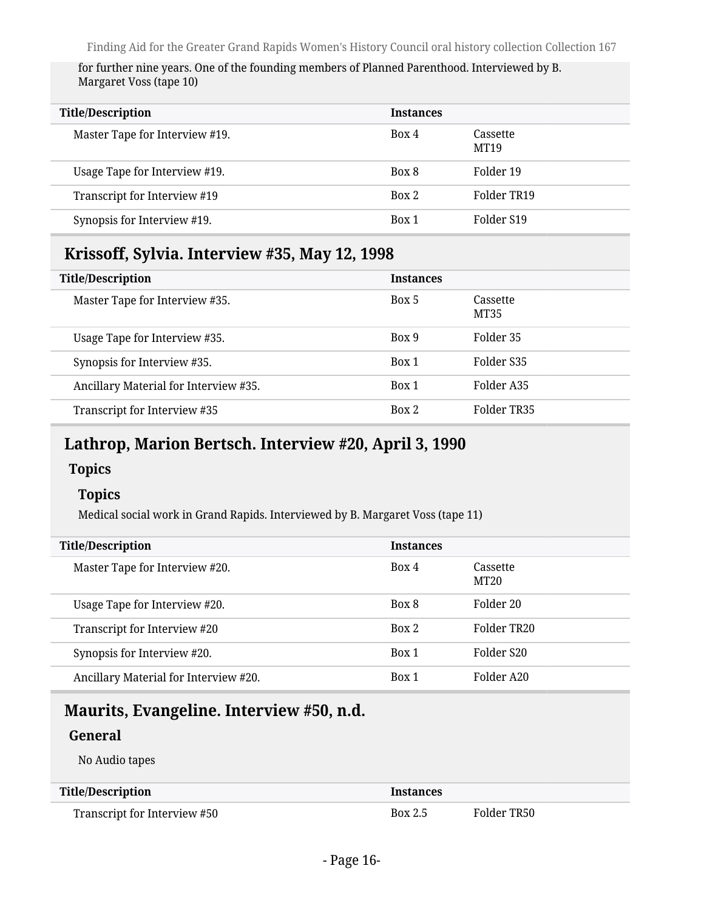for further nine years. One of the founding members of Planned Parenthood. Interviewed by B. Margaret Voss (tape 10)

| Title/Description | Instances | |
|---|---|---|
| Master Tape for Interview #19. | Box 4 | Cassette MT19 |
| Usage Tape for Interview #19. | Box 8 | Folder 19 |
| Transcript for Interview #19 | Box 2 | Folder TR19 |
| Synopsis for Interview #19. | Box 1 | Folder S19 |

## Krissoff, Sylvia. Interview #35, May 12, 1998

| Title/Description | Instances | |
|---|---|---|
| Master Tape for Interview #35. | Box 5 | Cassette MT35 |
| Usage Tape for Interview #35. | Box 9 | Folder 35 |
| Synopsis for Interview #35. | Box 1 | Folder S35 |
| Ancillary Material for Interview #35. | Box 1 | Folder A35 |
| Transcript for Interview #35 | Box 2 | Folder TR35 |

## Lathrop, Marion Bertsch. Interview #20, April 3, 1990

### Topics

#### Topics

Medical social work in Grand Rapids. Interviewed by B. Margaret Voss (tape 11)

| Title/Description | Instances | |
|---|---|---|
| Master Tape for Interview #20. | Box 4 | Cassette MT20 |
| Usage Tape for Interview #20. | Box 8 | Folder 20 |
| Transcript for Interview #20 | Box 2 | Folder TR20 |
| Synopsis for Interview #20. | Box 1 | Folder S20 |
| Ancillary Material for Interview #20. | Box 1 | Folder A20 |

## Maurits, Evangeline. Interview #50, n.d.

### General

No Audio tapes

| Title/Description | Instances | |
|---|---|---|
| Transcript for Interview #50 | Box 2.5 | Folder TR50 |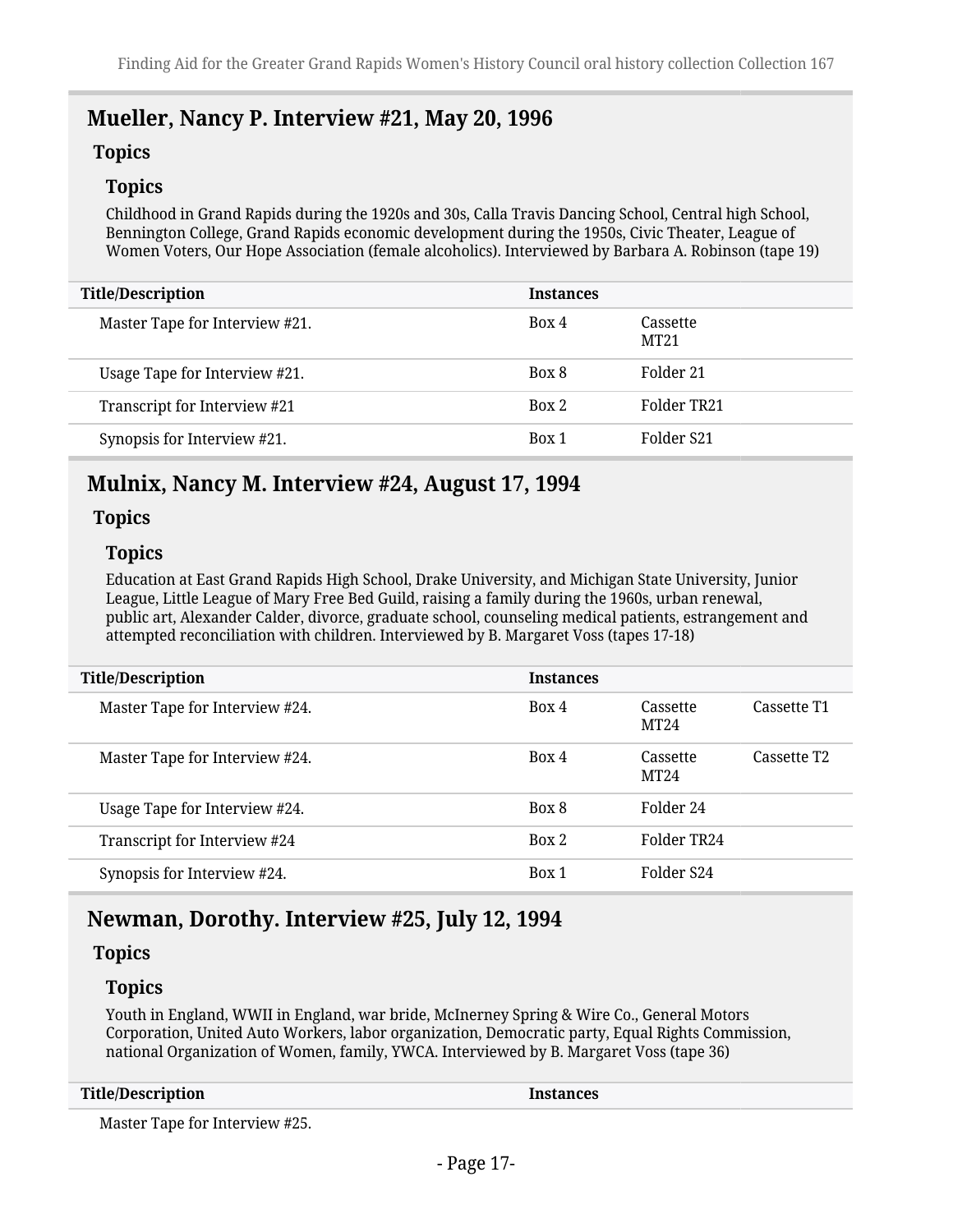## Mueller, Nancy P. Interview #21, May 20, 1996

### Topics

#### Topics

Childhood in Grand Rapids during the 1920s and 30s, Calla Travis Dancing School, Central high School, Bennington College, Grand Rapids economic development during the 1950s, Civic Theater, League of Women Voters, Our Hope Association (female alcoholics). Interviewed by Barbara A. Robinson (tape 19)

| Title/Description | Instances | | |
|---|---|---|---|
| Master Tape for Interview #21. | Box 4 | Cassette MT21 | |
| Usage Tape for Interview #21. | Box 8 | Folder 21 | |
| Transcript for Interview #21 | Box 2 | Folder TR21 | |
| Synopsis for Interview #21. | Box 1 | Folder S21 | |

## Mulnix, Nancy M. Interview #24, August 17, 1994

### Topics

#### Topics

Education at East Grand Rapids High School, Drake University, and Michigan State University, Junior League, Little League of Mary Free Bed Guild, raising a family during the 1960s, urban renewal, public art, Alexander Calder, divorce, graduate school, counseling medical patients, estrangement and attempted reconciliation with children. Interviewed by B. Margaret Voss (tapes 17-18)

| Title/Description | Instances | | |
|---|---|---|---|
| Master Tape for Interview #24. | Box 4 | Cassette MT24 | Cassette T1 |
| Master Tape for Interview #24. | Box 4 | Cassette MT24 | Cassette T2 |
| Usage Tape for Interview #24. | Box 8 | Folder 24 | |
| Transcript for Interview #24 | Box 2 | Folder TR24 | |
| Synopsis for Interview #24. | Box 1 | Folder S24 | |

## Newman, Dorothy. Interview #25, July 12, 1994

### Topics

#### Topics

Youth in England, WWII in England, war bride, McInerney Spring & Wire Co., General Motors Corporation, United Auto Workers, labor organization, Democratic party, Equal Rights Commission, national Organization of Women, family, YWCA. Interviewed by B. Margaret Voss (tape 36)

| Title/Description | Instances |
|---|---|
| Master Tape for Interview #25. | |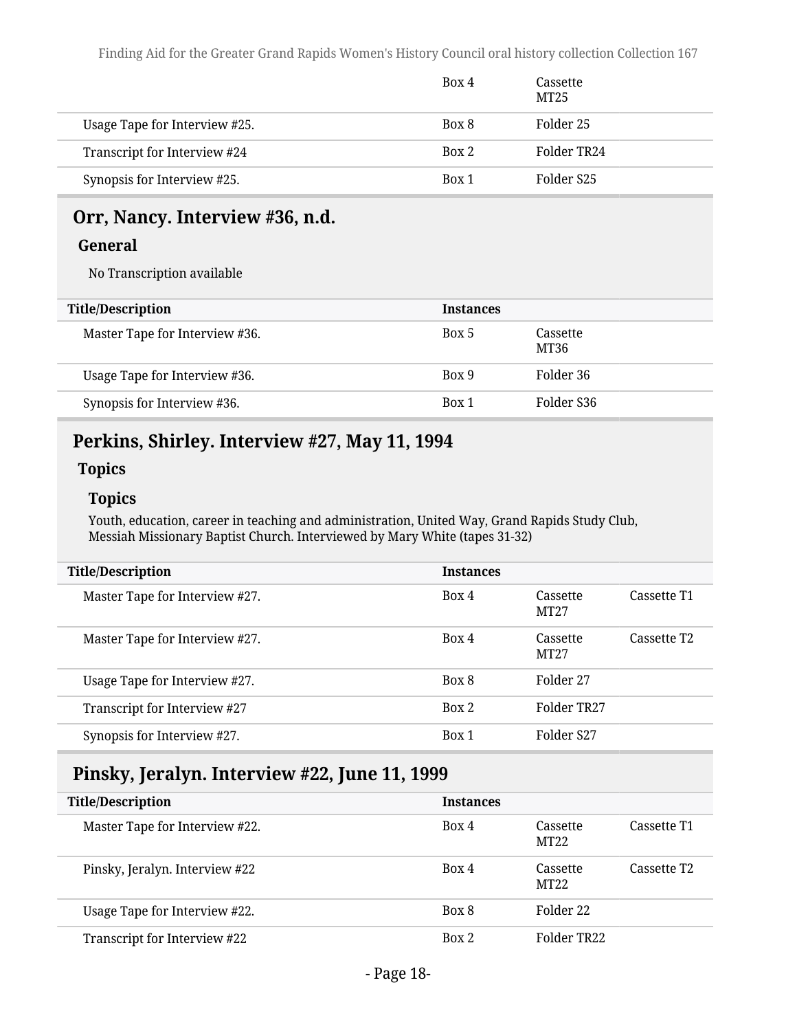| | | | |
|---|---|---|---|
| | Box 4 | Cassette MT25 | |
| Usage Tape for Interview #25. | Box 8 | Folder 25 | |
| Transcript for Interview #24 | Box 2 | Folder TR24 | |
| Synopsis for Interview #25. | Box 1 | Folder S25 | |

## Orr, Nancy. Interview #36, n.d.

### General

No Transcription available

| Title/Description | Instances | | |
|---|---|---|---|
| Master Tape for Interview #36. | Box 5 | Cassette MT36 | |
| Usage Tape for Interview #36. | Box 9 | Folder 36 | |
| Synopsis for Interview #36. | Box 1 | Folder S36 | |

## Perkins, Shirley. Interview #27, May 11, 1994

### Topics

#### Topics

Youth, education, career in teaching and administration, United Way, Grand Rapids Study Club, Messiah Missionary Baptist Church. Interviewed by Mary White (tapes 31-32)

| Title/Description | Instances | | |
|---|---|---|---|
| Master Tape for Interview #27. | Box 4 | Cassette MT27 | Cassette T1 |
| Master Tape for Interview #27. | Box 4 | Cassette MT27 | Cassette T2 |
| Usage Tape for Interview #27. | Box 8 | Folder 27 | |
| Transcript for Interview #27 | Box 2 | Folder TR27 | |
| Synopsis for Interview #27. | Box 1 | Folder S27 | |

## Pinsky, Jeralyn. Interview #22, June 11, 1999

| Title/Description | Instances | | |
|---|---|---|---|
| Master Tape for Interview #22. | Box 4 | Cassette MT22 | Cassette T1 |
| Pinsky, Jeralyn. Interview #22 | Box 4 | Cassette MT22 | Cassette T2 |
| Usage Tape for Interview #22. | Box 8 | Folder 22 | |
| Transcript for Interview #22 | Box 2 | Folder TR22 | |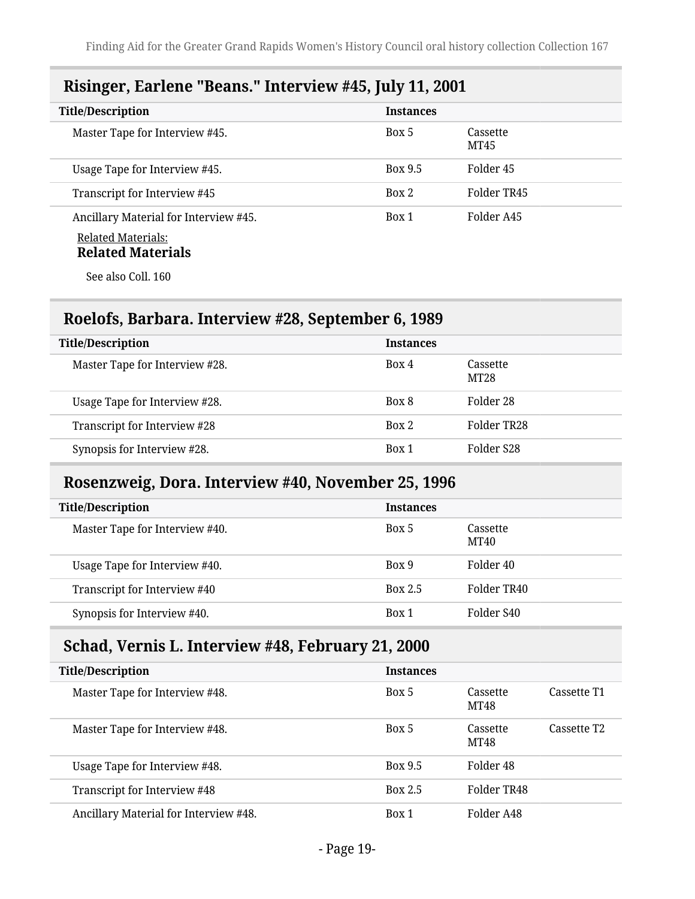## Risinger, Earlene "Beans." Interview #45, July 11, 2001

| Title/Description | Instances | |
|---|---|---|
| Master Tape for Interview #45. | Box 5 | Cassette MT45 |
| Usage Tape for Interview #45. | Box 9.5 | Folder 45 |
| Transcript for Interview #45 | Box 2 | Folder TR45 |
| Ancillary Material for Interview #45. | Box 1 | Folder A45 |

Related Materials:

**Related Materials**

See also Coll. 160

## Roelofs, Barbara. Interview #28, September 6, 1989

| Title/Description | Instances | |
|---|---|---|
| Master Tape for Interview #28. | Box 4 | Cassette MT28 |
| Usage Tape for Interview #28. | Box 8 | Folder 28 |
| Transcript for Interview #28 | Box 2 | Folder TR28 |
| Synopsis for Interview #28. | Box 1 | Folder S28 |

## Rosenzweig, Dora. Interview #40, November 25, 1996

| Title/Description | Instances | |
|---|---|---|
| Master Tape for Interview #40. | Box 5 | Cassette MT40 |
| Usage Tape for Interview #40. | Box 9 | Folder 40 |
| Transcript for Interview #40 | Box 2.5 | Folder TR40 |
| Synopsis for Interview #40. | Box 1 | Folder S40 |

## Schad, Vernis L. Interview #48, February 21, 2000

| Title/Description | Instances | | |
|---|---|---|---|
| Master Tape for Interview #48. | Box 5 | Cassette MT48 | Cassette T1 |
| Master Tape for Interview #48. | Box 5 | Cassette MT48 | Cassette T2 |
| Usage Tape for Interview #48. | Box 9.5 | Folder 48 | |
| Transcript for Interview #48 | Box 2.5 | Folder TR48 | |
| Ancillary Material for Interview #48. | Box 1 | Folder A48 | |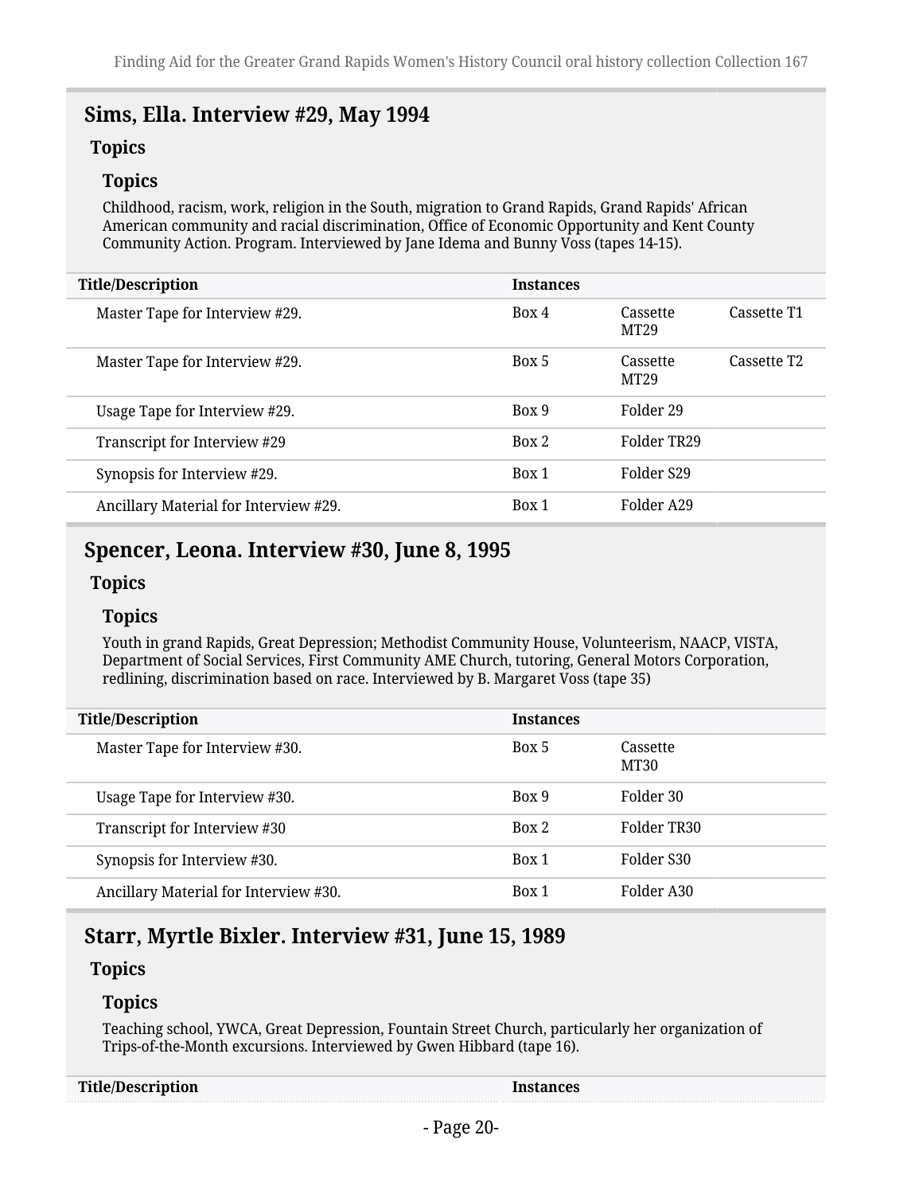## Sims, Ella. Interview #29, May 1994

### Topics

#### Topics

Childhood, racism, work, religion in the South, migration to Grand Rapids, Grand Rapids' African American community and racial discrimination, Office of Economic Opportunity and Kent County Community Action. Program. Interviewed by Jane Idema and Bunny Voss (tapes 14-15).

| Title/Description | Instances | | |
|---|---|---|---|
| Master Tape for Interview #29. | Box 4 | Cassette MT29 | Cassette T1 |
| Master Tape for Interview #29. | Box 5 | Cassette MT29 | Cassette T2 |
| Usage Tape for Interview #29. | Box 9 | Folder 29 | |
| Transcript for Interview #29 | Box 2 | Folder TR29 | |
| Synopsis for Interview #29. | Box 1 | Folder S29 | |
| Ancillary Material for Interview #29. | Box 1 | Folder A29 | |

## Spencer, Leona. Interview #30, June 8, 1995

### Topics

#### Topics

Youth in grand Rapids, Great Depression; Methodist Community House, Volunteerism, NAACP, VISTA, Department of Social Services, First Community AME Church, tutoring, General Motors Corporation, redlining, discrimination based on race. Interviewed by B. Margaret Voss (tape 35)

| Title/Description | Instances | |
|---|---|---|
| Master Tape for Interview #30. | Box 5 | Cassette MT30 |
| Usage Tape for Interview #30. | Box 9 | Folder 30 |
| Transcript for Interview #30 | Box 2 | Folder TR30 |
| Synopsis for Interview #30. | Box 1 | Folder S30 |
| Ancillary Material for Interview #30. | Box 1 | Folder A30 |

## Starr, Myrtle Bixler. Interview #31, June 15, 1989

### Topics

#### Topics

Teaching school, YWCA, Great Depression, Fountain Street Church, particularly her organization of Trips-of-the-Month excursions. Interviewed by Gwen Hibbard (tape 16).

| Title/Description | Instances |
|---|---|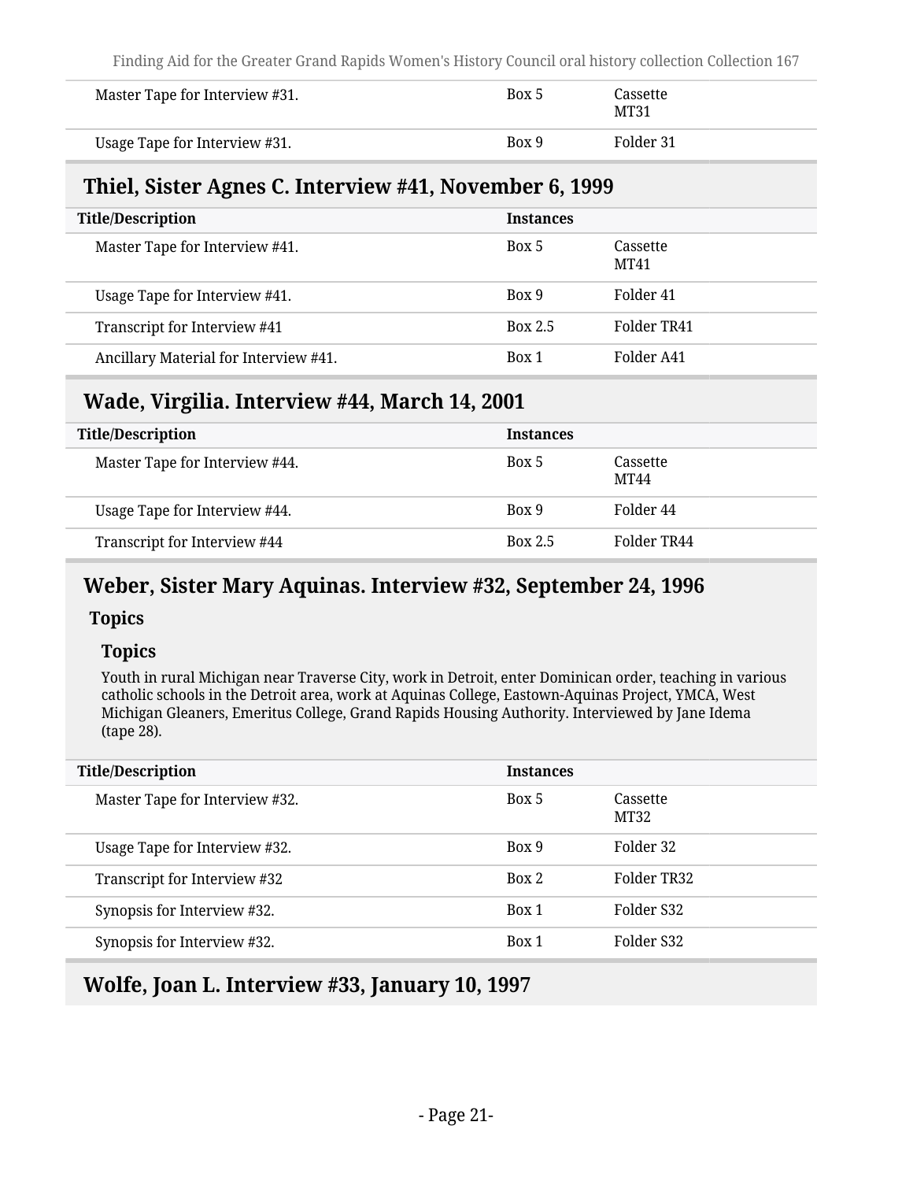| Title/Description | Instances | |
|---|---|---|
| Master Tape for Interview #31. | Box 5 | Cassette MT31 |
| Usage Tape for Interview #31. | Box 9 | Folder 31 |

## Thiel, Sister Agnes C. Interview #41, November 6, 1999

| Title/Description | Instances | |
|---|---|---|
| Master Tape for Interview #41. | Box 5 | Cassette MT41 |
| Usage Tape for Interview #41. | Box 9 | Folder 41 |
| Transcript for Interview #41 | Box 2.5 | Folder TR41 |
| Ancillary Material for Interview #41. | Box 1 | Folder A41 |

## Wade, Virgilia. Interview #44, March 14, 2001

| Title/Description | Instances | |
|---|---|---|
| Master Tape for Interview #44. | Box 5 | Cassette MT44 |
| Usage Tape for Interview #44. | Box 9 | Folder 44 |
| Transcript for Interview #44 | Box 2.5 | Folder TR44 |

## Weber, Sister Mary Aquinas. Interview #32, September 24, 1996

### Topics

#### Topics

Youth in rural Michigan near Traverse City, work in Detroit, enter Dominican order, teaching in various catholic schools in the Detroit area, work at Aquinas College, Eastown-Aquinas Project, YMCA, West Michigan Gleaners, Emeritus College, Grand Rapids Housing Authority. Interviewed by Jane Idema (tape 28).

| Title/Description | Instances | |
|---|---|---|
| Master Tape for Interview #32. | Box 5 | Cassette MT32 |
| Usage Tape for Interview #32. | Box 9 | Folder 32 |
| Transcript for Interview #32 | Box 2 | Folder TR32 |
| Synopsis for Interview #32. | Box 1 | Folder S32 |
| Synopsis for Interview #32. | Box 1 | Folder S32 |

## Wolfe, Joan L. Interview #33, January 10, 1997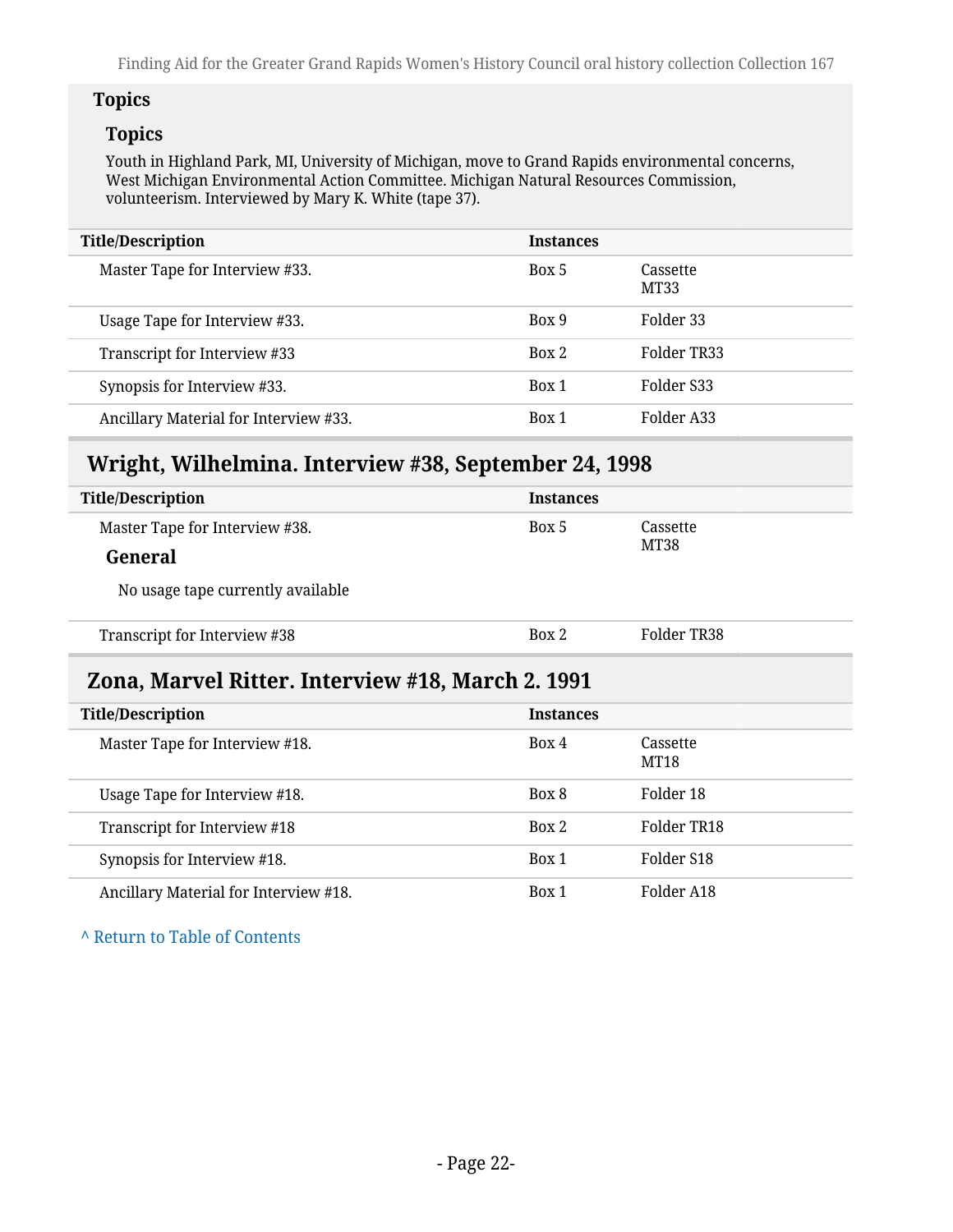### Topics

#### Topics

Youth in Highland Park, MI, University of Michigan, move to Grand Rapids environmental concerns, West Michigan Environmental Action Committee. Michigan Natural Resources Commission, volunteerism. Interviewed by Mary K. White (tape 37).

| Title/Description | Instances | |
| --- | --- | --- |
| Master Tape for Interview #33. | Box 5 | Cassette MT33 |
| Usage Tape for Interview #33. | Box 9 | Folder 33 |
| Transcript for Interview #33 | Box 2 | Folder TR33 |
| Synopsis for Interview #33. | Box 1 | Folder S33 |
| Ancillary Material for Interview #33. | Box 1 | Folder A33 |

## Wright, Wilhelmina. Interview #38, September 24, 1998

| Title/Description | Instances | |
| --- | --- | --- |
| Master Tape for Interview #38. **General** No usage tape currently available | Box 5 | Cassette MT38 |
| Transcript for Interview #38 | Box 2 | Folder TR38 |

## Zona, Marvel Ritter. Interview #18, March 2. 1991

| Title/Description | Instances | |
| --- | --- | --- |
| Master Tape for Interview #18. | Box 4 | Cassette MT18 |
| Usage Tape for Interview #18. | Box 8 | Folder 18 |
| Transcript for Interview #18 | Box 2 | Folder TR18 |
| Synopsis for Interview #18. | Box 1 | Folder S18 |
| Ancillary Material for Interview #18. | Box 1 | Folder A18 |

^ Return to Table of Contents